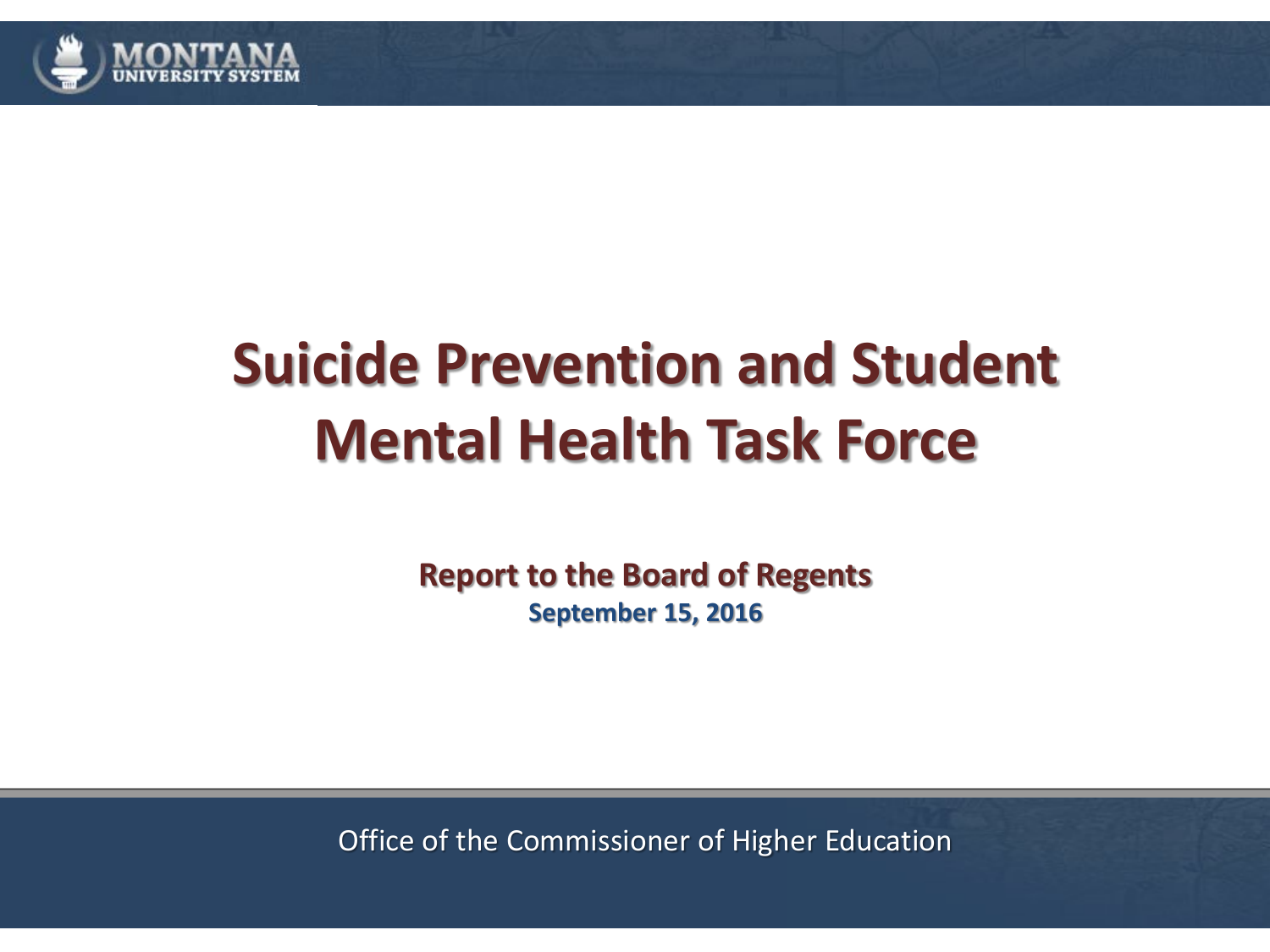MONTANA UNIVERSITY SYSTEM

# Suicide Prevention and Student Mental Health Task Force

**Report to the Board of Regents**

**September 15, 2016**

Office of the Commissioner of Higher Education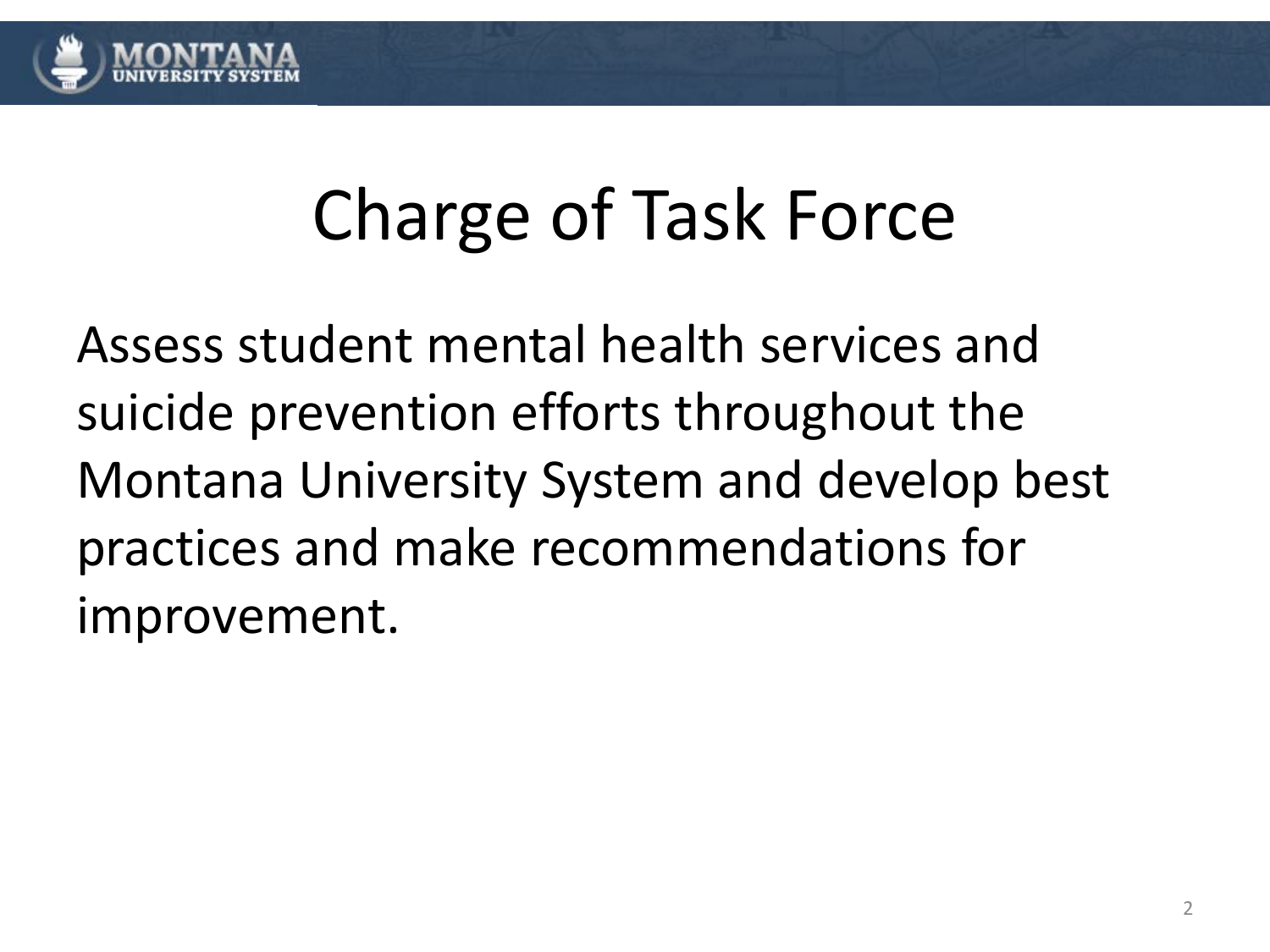# Charge of Task Force

Assess student mental health services and suicide prevention efforts throughout the Montana University System and develop best practices and make recommendations for improvement.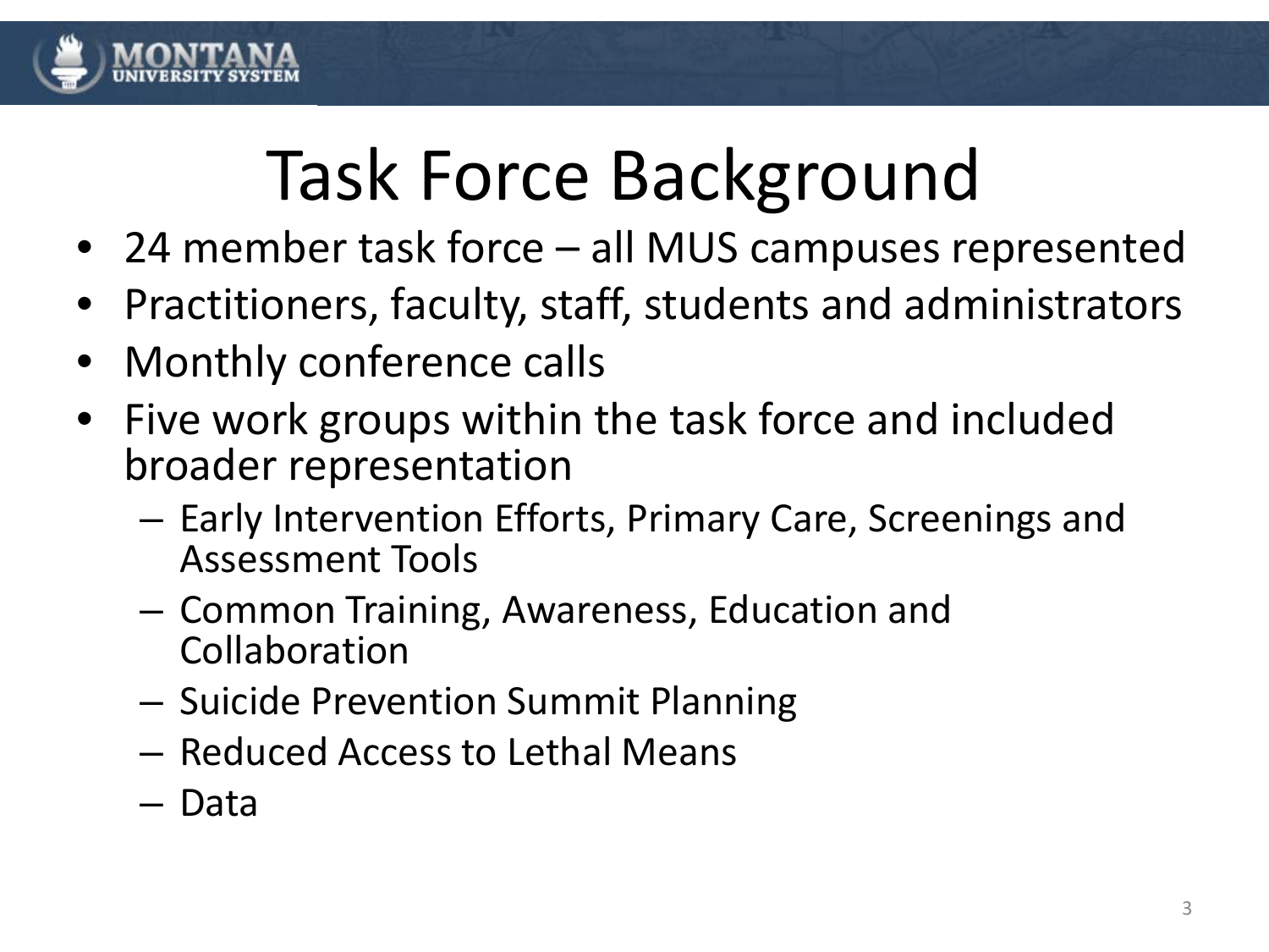# Task Force Background

- 24 member task force – all MUS campuses represented
- Practitioners, faculty, staff, students and administrators
- Monthly conference calls
- Five work groups within the task force and included broader representation
  - Early Intervention Efforts, Primary Care, Screenings and Assessment Tools
  - Common Training, Awareness, Education and Collaboration
  - Suicide Prevention Summit Planning
  - Reduced Access to Lethal Means
  - Data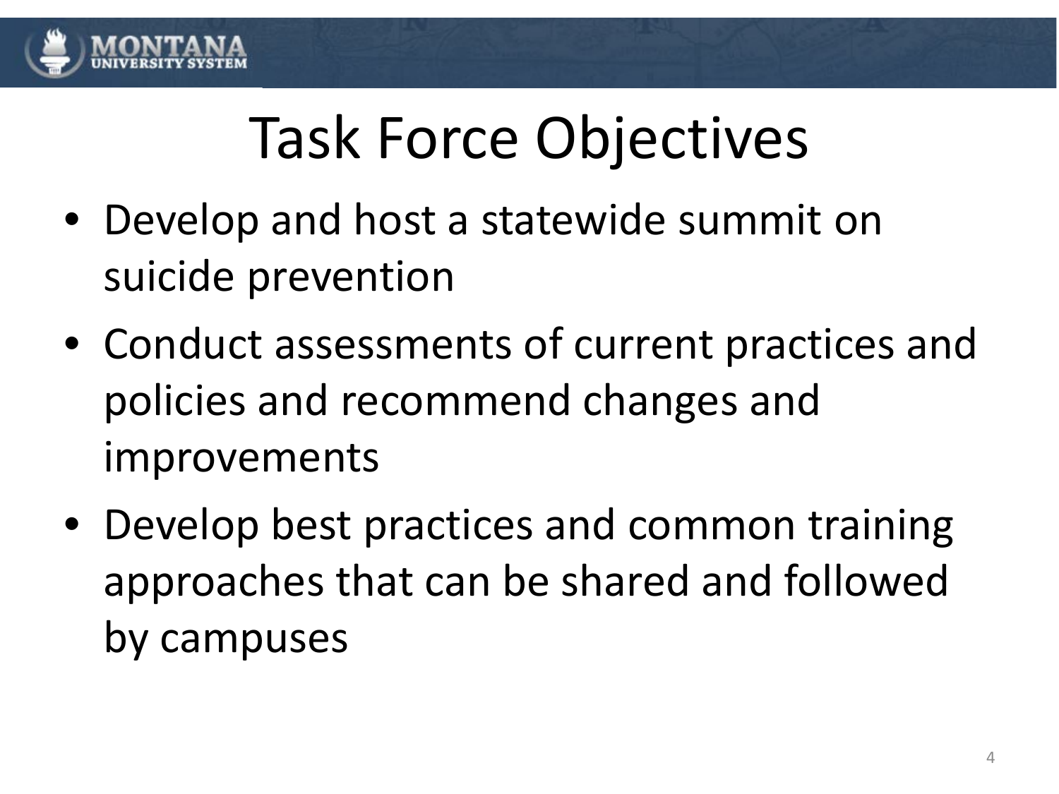# Task Force Objectives

- Develop and host a statewide summit on suicide prevention
- Conduct assessments of current practices and policies and recommend changes and improvements
- Develop best practices and common training approaches that can be shared and followed by campuses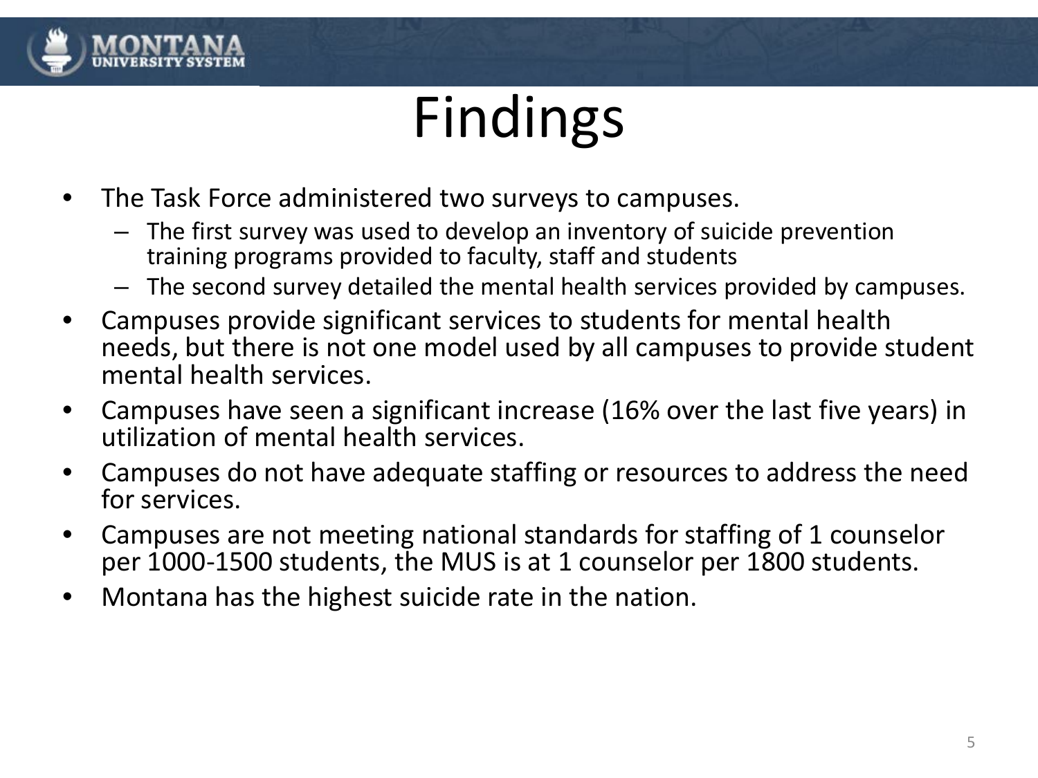# Findings

- The Task Force administered two surveys to campuses.
  - The first survey was used to develop an inventory of suicide prevention training programs provided to faculty, staff and students
  - The second survey detailed the mental health services provided by campuses.
- Campuses provide significant services to students for mental health needs, but there is not one model used by all campuses to provide student mental health services.
- Campuses have seen a significant increase (16% over the last five years) in utilization of mental health services.
- Campuses do not have adequate staffing or resources to address the need for services.
- Campuses are not meeting national standards for staffing of 1 counselor per 1000-1500 students, the MUS is at 1 counselor per 1800 students.
- Montana has the highest suicide rate in the nation.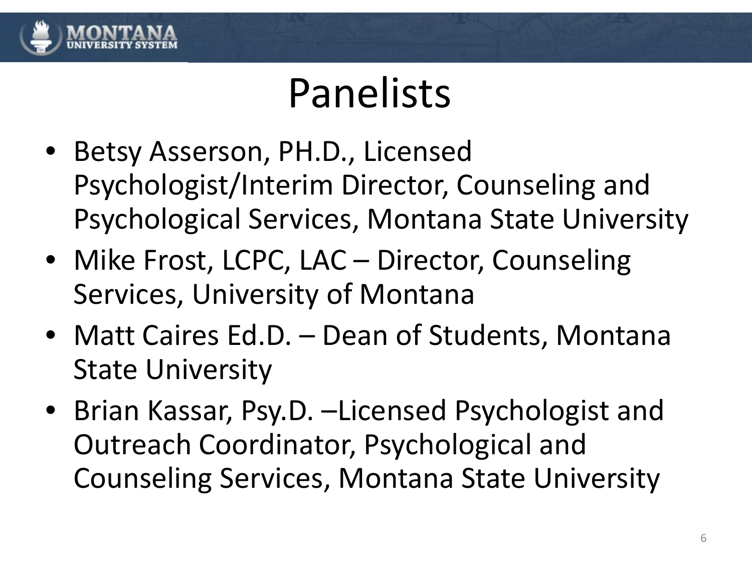# Panelists

- Betsy Asserson, PH.D., Licensed Psychologist/Interim Director, Counseling and Psychological Services, Montana State University
- Mike Frost, LCPC, LAC – Director, Counseling Services, University of Montana
- Matt Caires Ed.D. – Dean of Students, Montana State University
- Brian Kassar, Psy.D. –Licensed Psychologist and Outreach Coordinator, Psychological and Counseling Services, Montana State University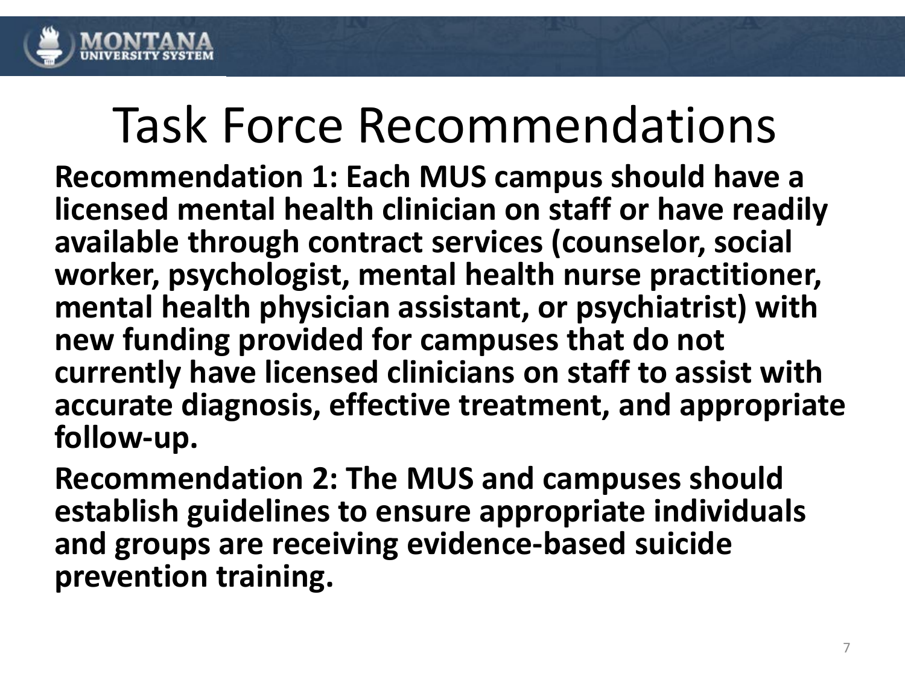# Task Force Recommendations

**Recommendation 1: Each MUS campus should have a licensed mental health clinician on staff or have readily available through contract services (counselor, social worker, psychologist, mental health nurse practitioner, mental health physician assistant, or psychiatrist) with new funding provided for campuses that do not currently have licensed clinicians on staff to assist with accurate diagnosis, effective treatment, and appropriate follow-up.**

**Recommendation 2: The MUS and campuses should establish guidelines to ensure appropriate individuals and groups are receiving evidence-based suicide prevention training.**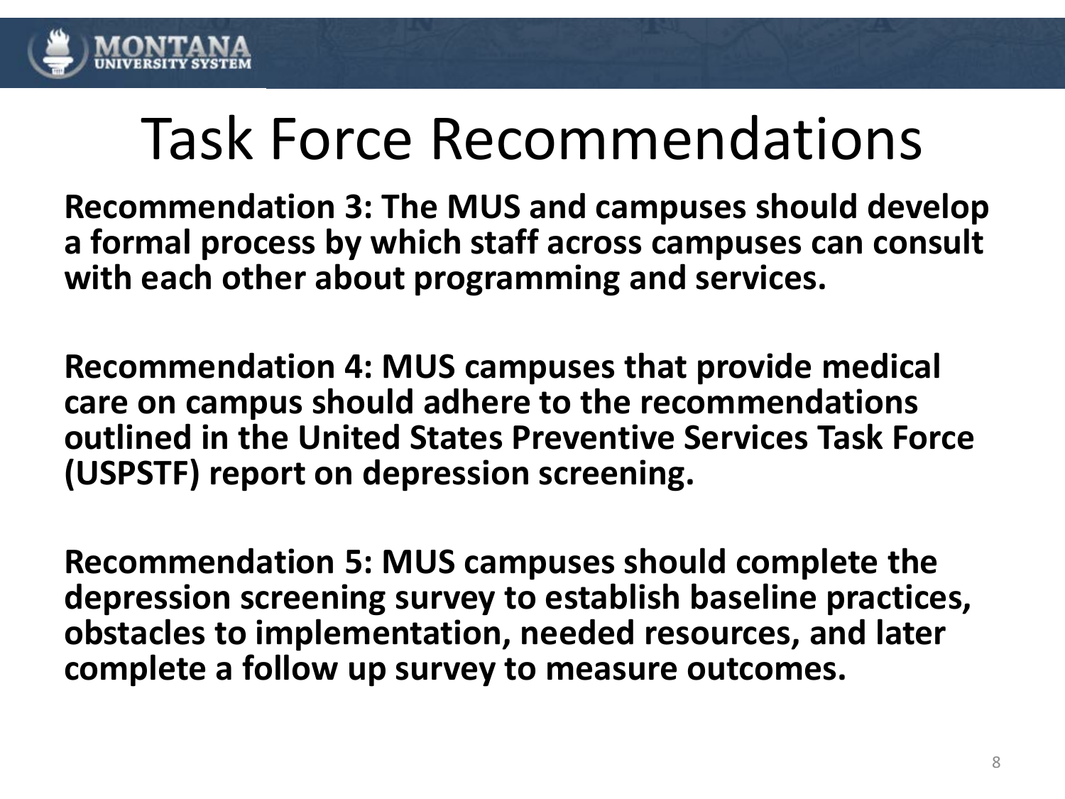# Task Force Recommendations

**Recommendation 3: The MUS and campuses should develop a formal process by which staff across campuses can consult with each other about programming and services.**

**Recommendation 4: MUS campuses that provide medical care on campus should adhere to the recommendations outlined in the United States Preventive Services Task Force (USPSTF) report on depression screening.**

**Recommendation 5: MUS campuses should complete the depression screening survey to establish baseline practices, obstacles to implementation, needed resources, and later complete a follow up survey to measure outcomes.**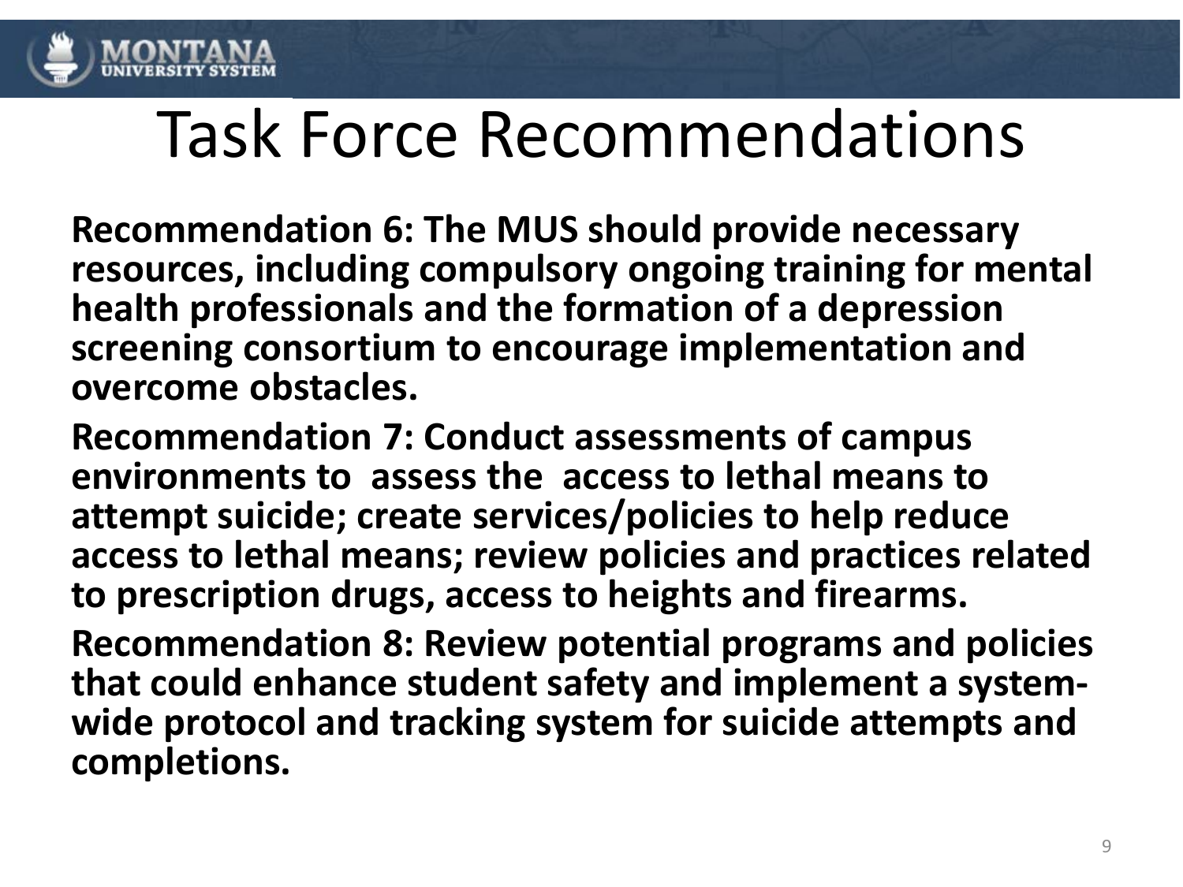# Task Force Recommendations

**Recommendation 6: The MUS should provide necessary resources, including compulsory ongoing training for mental health professionals and the formation of a depression screening consortium to encourage implementation and overcome obstacles.**

**Recommendation 7: Conduct assessments of campus environments to assess the access to lethal means to attempt suicide; create services/policies to help reduce access to lethal means; review policies and practices related to prescription drugs, access to heights and firearms.**

**Recommendation 8: Review potential programs and policies that could enhance student safety and implement a system-wide protocol and tracking system for suicide attempts and completions.**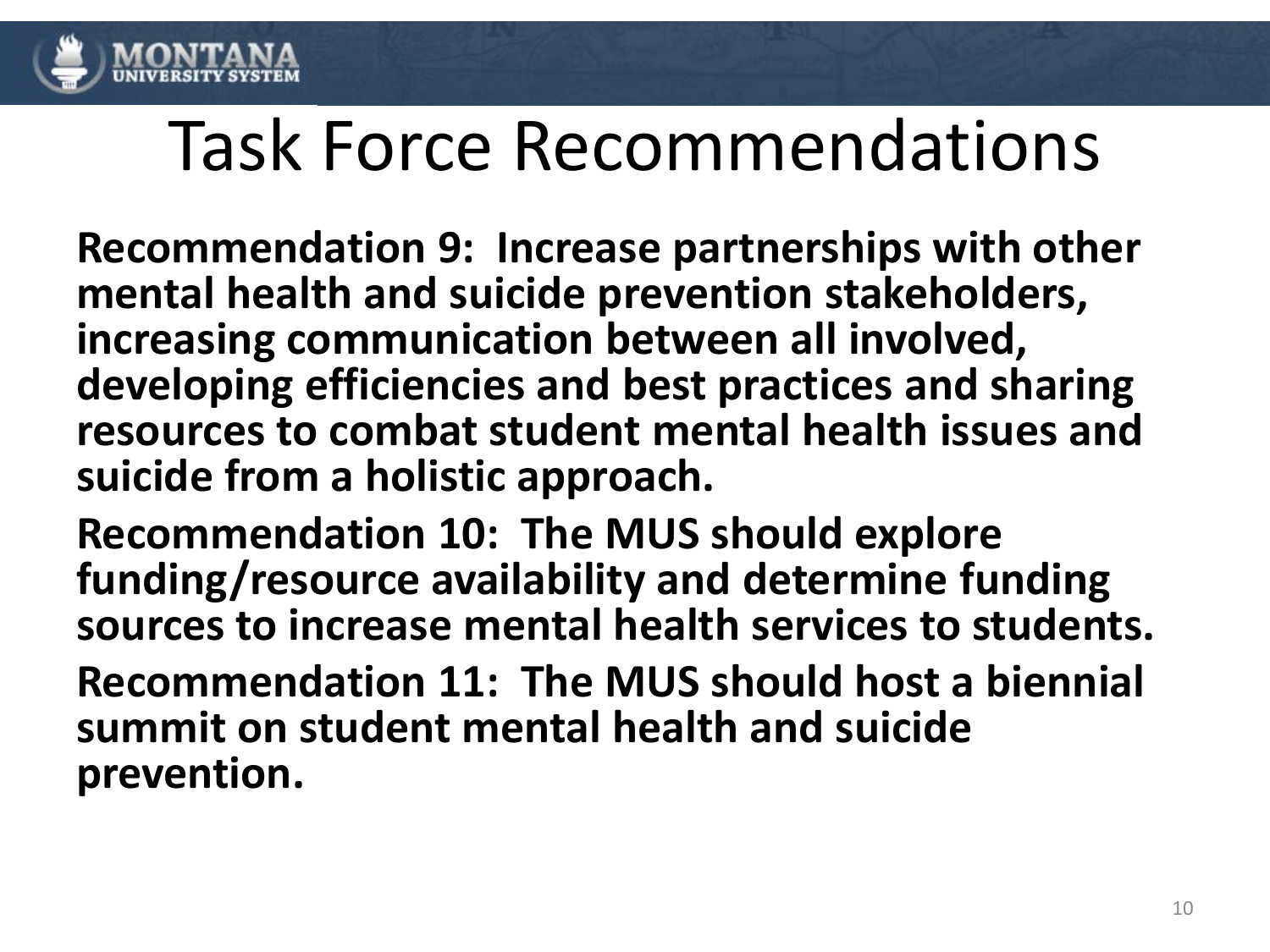# Task Force Recommendations

**Recommendation 9: Increase partnerships with other mental health and suicide prevention stakeholders, increasing communication between all involved, developing efficiencies and best practices and sharing resources to combat student mental health issues and suicide from a holistic approach.**

**Recommendation 10: The MUS should explore funding/resource availability and determine funding sources to increase mental health services to students.**

**Recommendation 11: The MUS should host a biennial summit on student mental health and suicide prevention.**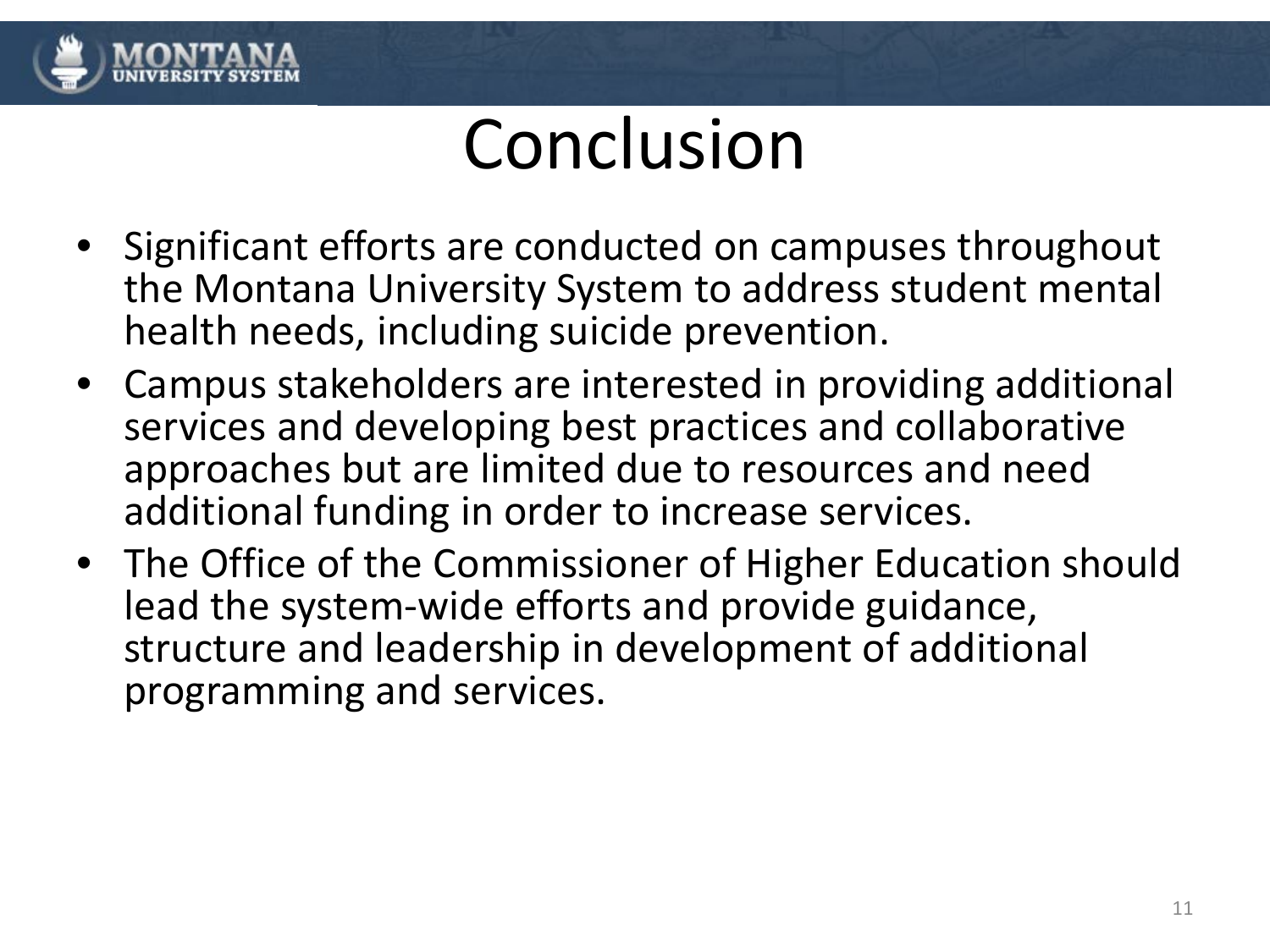# Conclusion

- Significant efforts are conducted on campuses throughout the Montana University System to address student mental health needs, including suicide prevention.
- Campus stakeholders are interested in providing additional services and developing best practices and collaborative approaches but are limited due to resources and need additional funding in order to increase services.
- The Office of the Commissioner of Higher Education should lead the system-wide efforts and provide guidance, structure and leadership in development of additional programming and services.